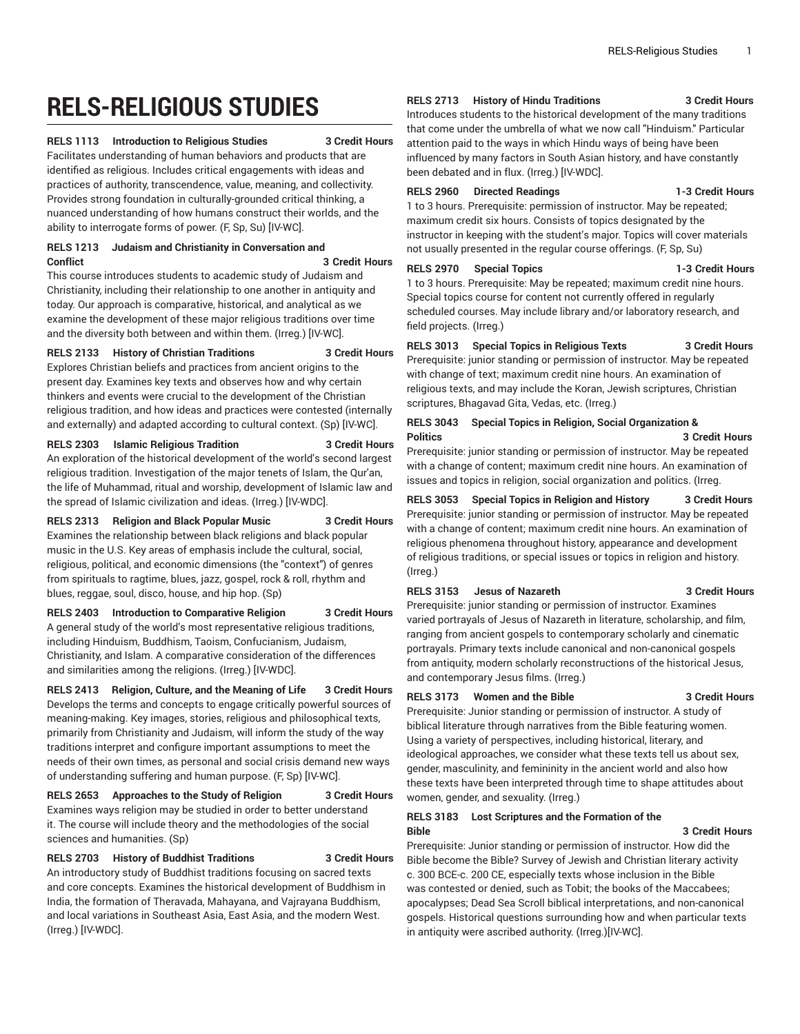# RELS-RELIGIOUS STUDIES

**RELS 1113 Introduction to Religious Studies 3 Credit Hours**

Facilitates understanding of human behaviors and products that are identified as religious. Includes critical engagements with ideas and practices of authority, transcendence, value, meaning, and collectivity. Provides strong foundation in culturally-grounded critical thinking, a nuanced understanding of how humans construct their worlds, and the ability to interrogate forms of power. (F, Sp, Su) [IV-WC].

**RELS 1213 Judaism and Christianity in Conversation and Conflict 3 Credit Hours**

This course introduces students to academic study of Judaism and Christianity, including their relationship to one another in antiquity and today. Our approach is comparative, historical, and analytical as we examine the development of these major religious traditions over time and the diversity both between and within them. (Irreg.) [IV-WC].

**RELS 2133 History of Christian Traditions 3 Credit Hours**

Explores Christian beliefs and practices from ancient origins to the present day. Examines key texts and observes how and why certain thinkers and events were crucial to the development of the Christian religious tradition, and how ideas and practices were contested (internally and externally) and adapted according to cultural context. (Sp) [IV-WC].

**RELS 2303 Islamic Religious Tradition 3 Credit Hours**

An exploration of the historical development of the world's second largest religious tradition. Investigation of the major tenets of Islam, the Qur'an, the life of Muhammad, ritual and worship, development of Islamic law and the spread of Islamic civilization and ideas. (Irreg.) [IV-WDC].

**RELS 2313 Religion and Black Popular Music 3 Credit Hours**

Examines the relationship between black religions and black popular music in the U.S. Key areas of emphasis include the cultural, social, religious, political, and economic dimensions (the "context") of genres from spirituals to ragtime, blues, jazz, gospel, rock & roll, rhythm and blues, reggae, soul, disco, house, and hip hop. (Sp)

**RELS 2403 Introduction to Comparative Religion 3 Credit Hours**

A general study of the world's most representative religious traditions, including Hinduism, Buddhism, Taoism, Confucianism, Judaism, Christianity, and Islam. A comparative consideration of the differences and similarities among the religions. (Irreg.) [IV-WDC].

**RELS 2413 Religion, Culture, and the Meaning of Life 3 Credit Hours**

Develops the terms and concepts to engage critically powerful sources of meaning-making. Key images, stories, religious and philosophical texts, primarily from Christianity and Judaism, will inform the study of the way traditions interpret and configure important assumptions to meet the needs of their own times, as personal and social crisis demand new ways of understanding suffering and human purpose. (F, Sp) [IV-WC].

**RELS 2653 Approaches to the Study of Religion 3 Credit Hours**

Examines ways religion may be studied in order to better understand it. The course will include theory and the methodologies of the social sciences and humanities. (Sp)

**RELS 2703 History of Buddhist Traditions 3 Credit Hours**

An introductory study of Buddhist traditions focusing on sacred texts and core concepts. Examines the historical development of Buddhism in India, the formation of Theravada, Mahayana, and Vajrayana Buddhism, and local variations in Southeast Asia, East Asia, and the modern West. (Irreg.) [IV-WDC].

**RELS 2713 History of Hindu Traditions 3 Credit Hours**

Introduces students to the historical development of the many traditions that come under the umbrella of what we now call "Hinduism." Particular attention paid to the ways in which Hindu ways of being have been influenced by many factors in South Asian history, and have constantly been debated and in flux. (Irreg.) [IV-WDC].

**RELS 2960 Directed Readings 1-3 Credit Hours**

1 to 3 hours. Prerequisite: permission of instructor. May be repeated; maximum credit six hours. Consists of topics designated by the instructor in keeping with the student's major. Topics will cover materials not usually presented in the regular course offerings. (F, Sp, Su)

**RELS 2970 Special Topics 1-3 Credit Hours**

1 to 3 hours. Prerequisite: May be repeated; maximum credit nine hours. Special topics course for content not currently offered in regularly scheduled courses. May include library and/or laboratory research, and field projects. (Irreg.)

**RELS 3013 Special Topics in Religious Texts 3 Credit Hours**

Prerequisite: junior standing or permission of instructor. May be repeated with change of text; maximum credit nine hours. An examination of religious texts, and may include the Koran, Jewish scriptures, Christian scriptures, Bhagavad Gita, Vedas, etc. (Irreg.)

**RELS 3043 Special Topics in Religion, Social Organization & Politics 3 Credit Hours**

Prerequisite: junior standing or permission of instructor. May be repeated with a change of content; maximum credit nine hours. An examination of issues and topics in religion, social organization and politics. (Irreg.

**RELS 3053 Special Topics in Religion and History 3 Credit Hours**

Prerequisite: junior standing or permission of instructor. May be repeated with a change of content; maximum credit nine hours. An examination of religious phenomena throughout history, appearance and development of religious traditions, or special issues or topics in religion and history. (Irreg.)

**RELS 3153 Jesus of Nazareth 3 Credit Hours**

Prerequisite: junior standing or permission of instructor. Examines varied portrayals of Jesus of Nazareth in literature, scholarship, and film, ranging from ancient gospels to contemporary scholarly and cinematic portrayals. Primary texts include canonical and non-canonical gospels from antiquity, modern scholarly reconstructions of the historical Jesus, and contemporary Jesus films. (Irreg.)

**RELS 3173 Women and the Bible 3 Credit Hours**

Prerequisite: Junior standing or permission of instructor. A study of biblical literature through narratives from the Bible featuring women. Using a variety of perspectives, including historical, literary, and ideological approaches, we consider what these texts tell us about sex, gender, masculinity, and femininity in the ancient world and also how these texts have been interpreted through time to shape attitudes about women, gender, and sexuality. (Irreg.)

**RELS 3183 Lost Scriptures and the Formation of the Bible 3 Credit Hours**

Prerequisite: Junior standing or permission of instructor. How did the Bible become the Bible? Survey of Jewish and Christian literary activity c. 300 BCE-c. 200 CE, especially texts whose inclusion in the Bible was contested or denied, such as Tobit; the books of the Maccabees; apocalypses; Dead Sea Scroll biblical interpretations, and non-canonical gospels. Historical questions surrounding how and when particular texts in antiquity were ascribed authority. (Irreg.)[IV-WC].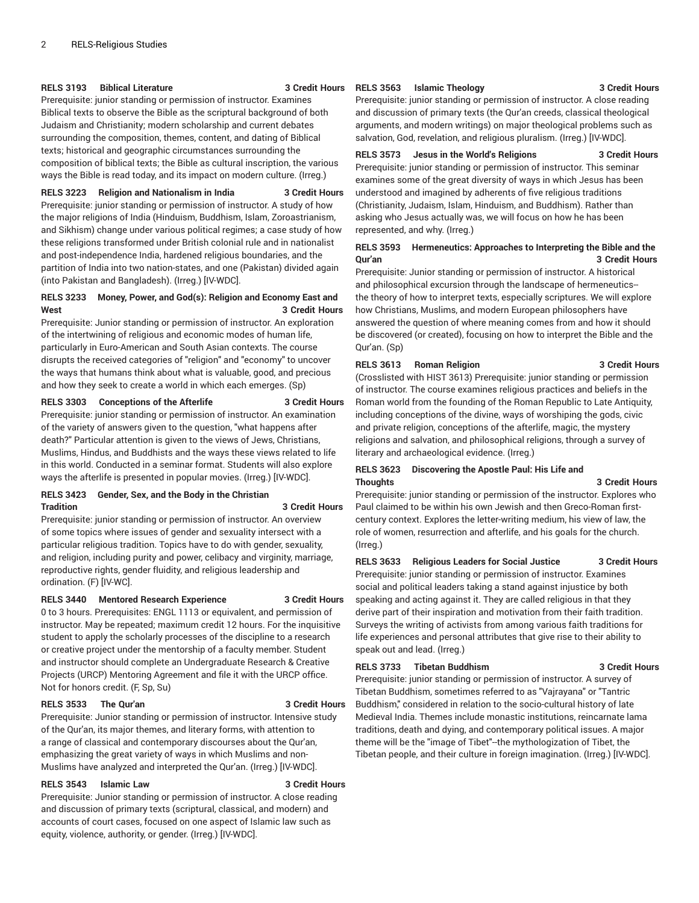**RELS 3193 Biblical Literature 3 Credit Hours**

Prerequisite: junior standing or permission of instructor. Examines Biblical texts to observe the Bible as the scriptural background of both Judaism and Christianity; modern scholarship and current debates surrounding the composition, themes, content, and dating of Biblical texts; historical and geographic circumstances surrounding the composition of biblical texts; the Bible as cultural inscription, the various ways the Bible is read today, and its impact on modern culture. (Irreg.)

**RELS 3223 Religion and Nationalism in India 3 Credit Hours**

Prerequisite: junior standing or permission of instructor. A study of how the major religions of India (Hinduism, Buddhism, Islam, Zoroastrianism, and Sikhism) change under various political regimes; a case study of how these religions transformed under British colonial rule and in nationalist and post-independence India, hardened religious boundaries, and the partition of India into two nation-states, and one (Pakistan) divided again (into Pakistan and Bangladesh). (Irreg.) [IV-WDC].

**RELS 3233 Money, Power, and God(s): Religion and Economy East and West 3 Credit Hours**

Prerequisite: Junior standing or permission of instructor. An exploration of the intertwining of religious and economic modes of human life, particularly in Euro-American and South Asian contexts. The course disrupts the received categories of "religion" and "economy" to uncover the ways that humans think about what is valuable, good, and precious and how they seek to create a world in which each emerges. (Sp)

**RELS 3303 Conceptions of the Afterlife 3 Credit Hours**

Prerequisite: junior standing or permission of instructor. An examination of the variety of answers given to the question, "what happens after death?" Particular attention is given to the views of Jews, Christians, Muslims, Hindus, and Buddhists and the ways these views related to life in this world. Conducted in a seminar format. Students will also explore ways the afterlife is presented in popular movies. (Irreg.) [IV-WDC].

**RELS 3423 Gender, Sex, and the Body in the Christian Tradition 3 Credit Hours**

Prerequisite: junior standing or permission of instructor. An overview of some topics where issues of gender and sexuality intersect with a particular religious tradition. Topics have to do with gender, sexuality, and religion, including purity and power, celibacy and virginity, marriage, reproductive rights, gender fluidity, and religious leadership and ordination. (F) [IV-WC].

**RELS 3440 Mentored Research Experience 3 Credit Hours**

0 to 3 hours. Prerequisites: ENGL 1113 or equivalent, and permission of instructor. May be repeated; maximum credit 12 hours. For the inquisitive student to apply the scholarly processes of the discipline to a research or creative project under the mentorship of a faculty member. Student and instructor should complete an Undergraduate Research & Creative Projects (URCP) Mentoring Agreement and file it with the URCP office. Not for honors credit. (F, Sp, Su)

**RELS 3533 The Qur'an 3 Credit Hours**

Prerequisite: Junior standing or permission of instructor. Intensive study of the Qur'an, its major themes, and literary forms, with attention to a range of classical and contemporary discourses about the Qur'an, emphasizing the great variety of ways in which Muslims and non-Muslims have analyzed and interpreted the Qur'an. (Irreg.) [IV-WDC].

**RELS 3543 Islamic Law 3 Credit Hours**

Prerequisite: Junior standing or permission of instructor. A close reading and discussion of primary texts (scriptural, classical, and modern) and accounts of court cases, focused on one aspect of Islamic law such as equity, violence, authority, or gender. (Irreg.) [IV-WDC].

**RELS 3563 Islamic Theology 3 Credit Hours**

Prerequisite: junior standing or permission of instructor. A close reading and discussion of primary texts (the Qur'an creeds, classical theological arguments, and modern writings) on major theological problems such as salvation, God, revelation, and religious pluralism. (Irreg.) [IV-WDC].

**RELS 3573 Jesus in the World's Religions 3 Credit Hours**

Prerequisite: junior standing or permission of instructor. This seminar examines some of the great diversity of ways in which Jesus has been understood and imagined by adherents of five religious traditions (Christianity, Judaism, Islam, Hinduism, and Buddhism). Rather than asking who Jesus actually was, we will focus on how he has been represented, and why. (Irreg.)

**RELS 3593 Hermeneutics: Approaches to Interpreting the Bible and the Qur'an 3 Credit Hours**

Prerequisite: Junior standing or permission of instructor. A historical and philosophical excursion through the landscape of hermeneutics--the theory of how to interpret texts, especially scriptures. We will explore how Christians, Muslims, and modern European philosophers have answered the question of where meaning comes from and how it should be discovered (or created), focusing on how to interpret the Bible and the Qur'an. (Sp)

**RELS 3613 Roman Religion 3 Credit Hours**

(Crosslisted with HIST 3613) Prerequisite: junior standing or permission of instructor. The course examines religious practices and beliefs in the Roman world from the founding of the Roman Republic to Late Antiquity, including conceptions of the divine, ways of worshiping the gods, civic and private religion, conceptions of the afterlife, magic, the mystery religions and salvation, and philosophical religions, through a survey of literary and archaeological evidence. (Irreg.)

**RELS 3623 Discovering the Apostle Paul: His Life and Thoughts 3 Credit Hours**

Prerequisite: junior standing or permission of the instructor. Explores who Paul claimed to be within his own Jewish and then Greco-Roman first-century context. Explores the letter-writing medium, his view of law, the role of women, resurrection and afterlife, and his goals for the church. (Irreg.)

**RELS 3633 Religious Leaders for Social Justice 3 Credit Hours**

Prerequisite: junior standing or permission of instructor. Examines social and political leaders taking a stand against injustice by both speaking and acting against it. They are called religious in that they derive part of their inspiration and motivation from their faith tradition. Surveys the writing of activists from among various faith traditions for life experiences and personal attributes that give rise to their ability to speak out and lead. (Irreg.)

**RELS 3733 Tibetan Buddhism 3 Credit Hours**

Prerequisite: junior standing or permission of instructor. A survey of Tibetan Buddhism, sometimes referred to as "Vajrayana" or "Tantric Buddhism," considered in relation to the socio-cultural history of late Medieval India. Themes include monastic institutions, reincarnate lama traditions, death and dying, and contemporary political issues. A major theme will be the "image of Tibet"--the mythologization of Tibet, the Tibetan people, and their culture in foreign imagination. (Irreg.) [IV-WDC].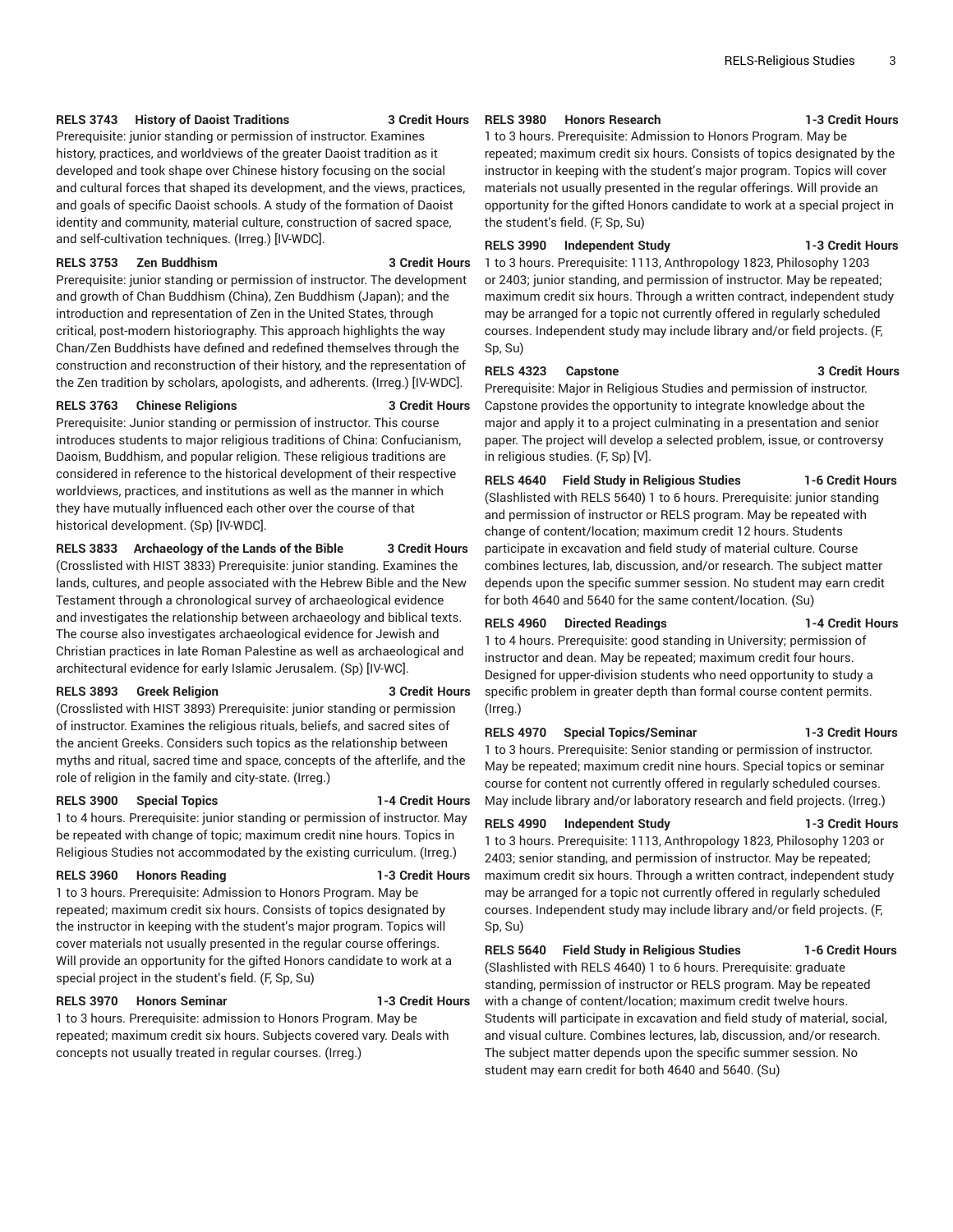**RELS 3743 History of Daoist Traditions 3 Credit Hours**

Prerequisite: junior standing or permission of instructor. Examines history, practices, and worldviews of the greater Daoist tradition as it developed and took shape over Chinese history focusing on the social and cultural forces that shaped its development, and the views, practices, and goals of specific Daoist schools. A study of the formation of Daoist identity and community, material culture, construction of sacred space, and self-cultivation techniques. (Irreg.) [IV-WDC].

**RELS 3753 Zen Buddhism 3 Credit Hours**

Prerequisite: junior standing or permission of instructor. The development and growth of Chan Buddhism (China), Zen Buddhism (Japan); and the introduction and representation of Zen in the United States, through critical, post-modern historiography. This approach highlights the way Chan/Zen Buddhists have defined and redefined themselves through the construction and reconstruction of their history, and the representation of the Zen tradition by scholars, apologists, and adherents. (Irreg.) [IV-WDC].

**RELS 3763 Chinese Religions 3 Credit Hours**

Prerequisite: Junior standing or permission of instructor. This course introduces students to major religious traditions of China: Confucianism, Daoism, Buddhism, and popular religion. These religious traditions are considered in reference to the historical development of their respective worldviews, practices, and institutions as well as the manner in which they have mutually influenced each other over the course of that historical development. (Sp) [IV-WDC].

**RELS 3833 Archaeology of the Lands of the Bible 3 Credit Hours**

(Crosslisted with HIST 3833) Prerequisite: junior standing. Examines the lands, cultures, and people associated with the Hebrew Bible and the New Testament through a chronological survey of archaeological evidence and investigates the relationship between archaeology and biblical texts. The course also investigates archaeological evidence for Jewish and Christian practices in late Roman Palestine as well as archaeological and architectural evidence for early Islamic Jerusalem. (Sp) [IV-WC].

**RELS 3893 Greek Religion 3 Credit Hours**

(Crosslisted with HIST 3893) Prerequisite: junior standing or permission of instructor. Examines the religious rituals, beliefs, and sacred sites of the ancient Greeks. Considers such topics as the relationship between myths and ritual, sacred time and space, concepts of the afterlife, and the role of religion in the family and city-state. (Irreg.)

**RELS 3900 Special Topics 1-4 Credit Hours**

1 to 4 hours. Prerequisite: junior standing or permission of instructor. May be repeated with change of topic; maximum credit nine hours. Topics in Religious Studies not accommodated by the existing curriculum. (Irreg.)

**RELS 3960 Honors Reading 1-3 Credit Hours**

1 to 3 hours. Prerequisite: Admission to Honors Program. May be repeated; maximum credit six hours. Consists of topics designated by the instructor in keeping with the student's major program. Topics will cover materials not usually presented in the regular course offerings. Will provide an opportunity for the gifted Honors candidate to work at a special project in the student's field. (F, Sp, Su)

**RELS 3970 Honors Seminar 1-3 Credit Hours**

1 to 3 hours. Prerequisite: admission to Honors Program. May be repeated; maximum credit six hours. Subjects covered vary. Deals with concepts not usually treated in regular courses. (Irreg.)

**RELS 3980 Honors Research 1-3 Credit Hours**

1 to 3 hours. Prerequisite: Admission to Honors Program. May be repeated; maximum credit six hours. Consists of topics designated by the instructor in keeping with the student's major program. Topics will cover materials not usually presented in the regular offerings. Will provide an opportunity for the gifted Honors candidate to work at a special project in the student's field. (F, Sp, Su)

**RELS 3990 Independent Study 1-3 Credit Hours**

1 to 3 hours. Prerequisite: 1113, Anthropology 1823, Philosophy 1203 or 2403; junior standing, and permission of instructor. May be repeated; maximum credit six hours. Through a written contract, independent study may be arranged for a topic not currently offered in regularly scheduled courses. Independent study may include library and/or field projects. (F, Sp, Su)

**RELS 4323 Capstone 3 Credit Hours**

Prerequisite: Major in Religious Studies and permission of instructor. Capstone provides the opportunity to integrate knowledge about the major and apply it to a project culminating in a presentation and senior paper. The project will develop a selected problem, issue, or controversy in religious studies. (F, Sp) [V].

**RELS 4640 Field Study in Religious Studies 1-6 Credit Hours**

(Slashlisted with RELS 5640) 1 to 6 hours. Prerequisite: junior standing and permission of instructor or RELS program. May be repeated with change of content/location; maximum credit 12 hours. Students participate in excavation and field study of material culture. Course combines lectures, lab, discussion, and/or research. The subject matter depends upon the specific summer session. No student may earn credit for both 4640 and 5640 for the same content/location. (Su)

**RELS 4960 Directed Readings 1-4 Credit Hours**

1 to 4 hours. Prerequisite: good standing in University; permission of instructor and dean. May be repeated; maximum credit four hours. Designed for upper-division students who need opportunity to study a specific problem in greater depth than formal course content permits. (Irreg.)

**RELS 4970 Special Topics/Seminar 1-3 Credit Hours**

1 to 3 hours. Prerequisite: Senior standing or permission of instructor. May be repeated; maximum credit nine hours. Special topics or seminar course for content not currently offered in regularly scheduled courses. May include library and/or laboratory research and field projects. (Irreg.)

**RELS 4990 Independent Study 1-3 Credit Hours**

1 to 3 hours. Prerequisite: 1113, Anthropology 1823, Philosophy 1203 or 2403; senior standing, and permission of instructor. May be repeated; maximum credit six hours. Through a written contract, independent study may be arranged for a topic not currently offered in regularly scheduled courses. Independent study may include library and/or field projects. (F, Sp, Su)

**RELS 5640 Field Study in Religious Studies 1-6 Credit Hours**

(Slashlisted with RELS 4640) 1 to 6 hours. Prerequisite: graduate standing, permission of instructor or RELS program. May be repeated with a change of content/location; maximum credit twelve hours. Students will participate in excavation and field study of material, social, and visual culture. Combines lectures, lab, discussion, and/or research. The subject matter depends upon the specific summer session. No student may earn credit for both 4640 and 5640. (Su)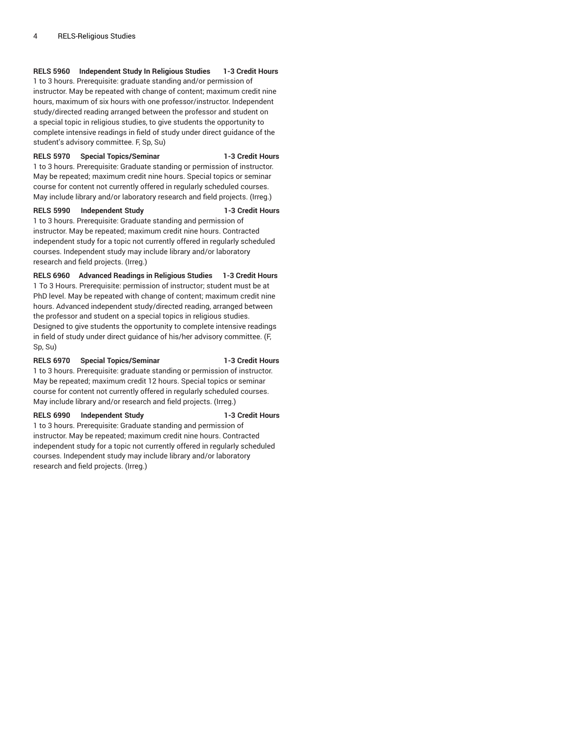**RELS 5960 Independent Study In Religious Studies 1-3 Credit Hours**
1 to 3 hours. Prerequisite: graduate standing and/or permission of instructor. May be repeated with change of content; maximum credit nine hours, maximum of six hours with one professor/instructor. Independent study/directed reading arranged between the professor and student on a special topic in religious studies, to give students the opportunity to complete intensive readings in field of study under direct guidance of the student's advisory committee. F, Sp, Su)

**RELS 5970 Special Topics/Seminar 1-3 Credit Hours**
1 to 3 hours. Prerequisite: Graduate standing or permission of instructor. May be repeated; maximum credit nine hours. Special topics or seminar course for content not currently offered in regularly scheduled courses. May include library and/or laboratory research and field projects. (Irreg.)

**RELS 5990 Independent Study 1-3 Credit Hours**
1 to 3 hours. Prerequisite: Graduate standing and permission of instructor. May be repeated; maximum credit nine hours. Contracted independent study for a topic not currently offered in regularly scheduled courses. Independent study may include library and/or laboratory research and field projects. (Irreg.)

**RELS 6960 Advanced Readings in Religious Studies 1-3 Credit Hours**
1 To 3 Hours. Prerequisite: permission of instructor; student must be at PhD level. May be repeated with change of content; maximum credit nine hours. Advanced independent study/directed reading, arranged between the professor and student on a special topics in religious studies. Designed to give students the opportunity to complete intensive readings in field of study under direct guidance of his/her advisory committee. (F, Sp, Su)

**RELS 6970 Special Topics/Seminar 1-3 Credit Hours**
1 to 3 hours. Prerequisite: graduate standing or permission of instructor. May be repeated; maximum credit 12 hours. Special topics or seminar course for content not currently offered in regularly scheduled courses. May include library and/or research and field projects. (Irreg.)

**RELS 6990 Independent Study 1-3 Credit Hours**
1 to 3 hours. Prerequisite: Graduate standing and permission of instructor. May be repeated; maximum credit nine hours. Contracted independent study for a topic not currently offered in regularly scheduled courses. Independent study may include library and/or laboratory research and field projects. (Irreg.)